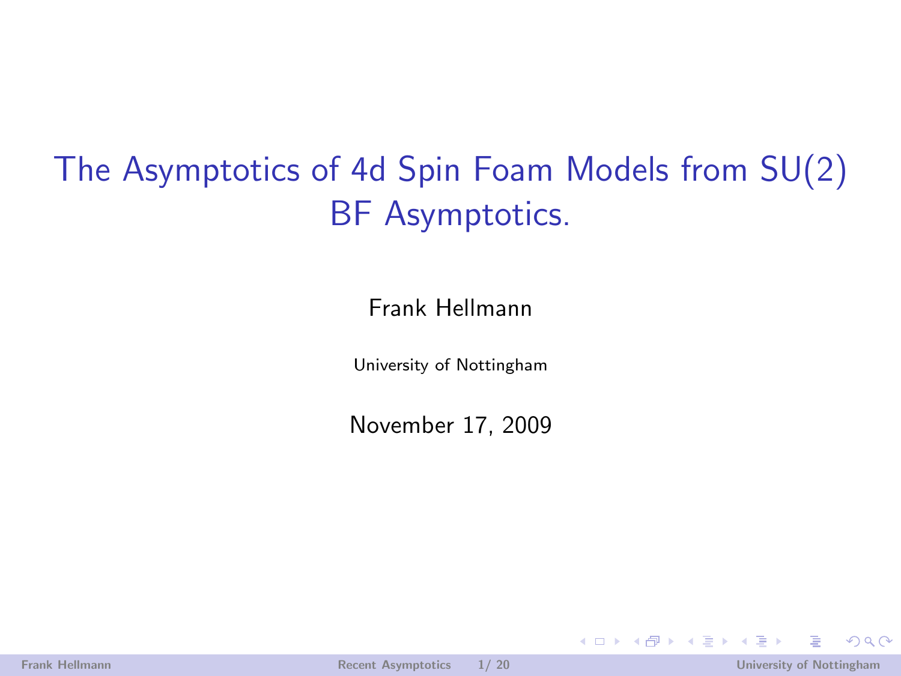# The Asymptotics of 4d Spin Foam Models from SU(2) BF Asymptotics.

Frank Hellmann

University of Nottingham

November 17, 2009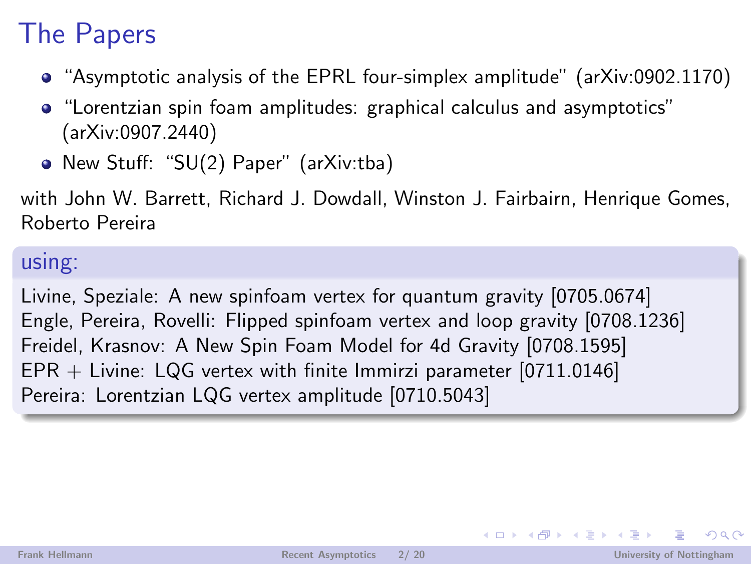# The Papers

- "Asymptotic analysis of the EPRL four-simplex amplitude" (arXiv:0902.1170)
- "Lorentzian spin foam amplitudes: graphical calculus and asymptotics" (arXiv:0907.2440)
- New Stuff: "SU(2) Paper" (arXiv:tba)

with John W. Barrett, Richard J. Dowdall, Winston J. Fairbairn, Henrique Gomes, Roberto Pereira

**using:**

Livine, Speziale: A new spinfoam vertex for quantum gravity [0705.0674]
Engle, Pereira, Rovelli: Flipped spinfoam vertex and loop gravity [0708.1236]
Freidel, Krasnov: A New Spin Foam Model for 4d Gravity [0708.1595]
EPR + Livine: LQG vertex with finite Immirzi parameter [0711.0146]
Pereira: Lorentzian LQG vertex amplitude [0710.5043]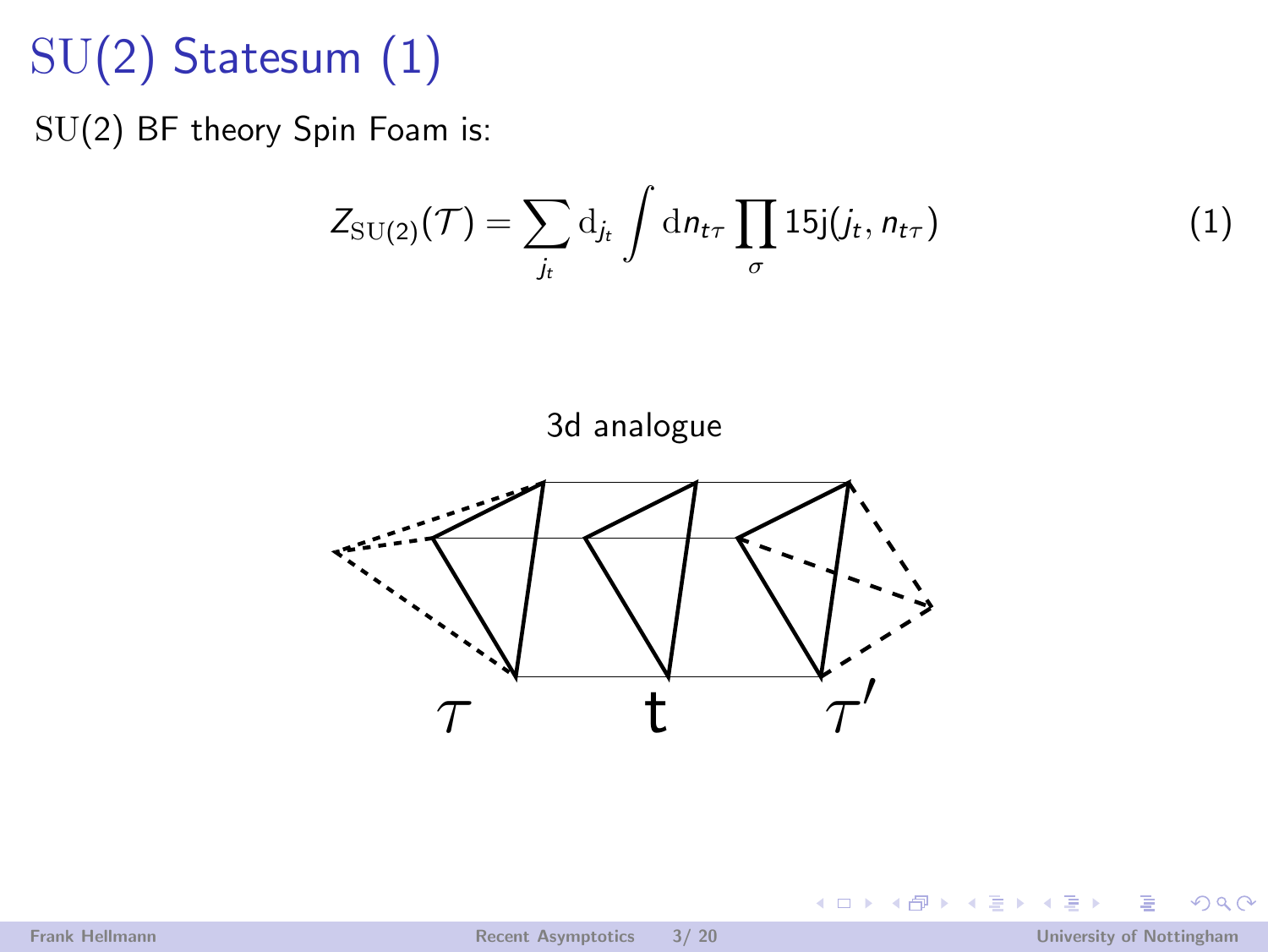# SU(2) Statesum (1)

SU(2) BF theory Spin Foam is:

$$Z_{\mathrm{SU}(2)}(\mathcal{T}) = \sum_{j_t} \mathrm{d}_{j_t} \int \mathrm{d}n_{t\tau} \prod_{\sigma} 15\mathrm{j}(j_t, n_{t\tau}) \tag{1}$$

3d analogue

$\tau$ t $\tau'$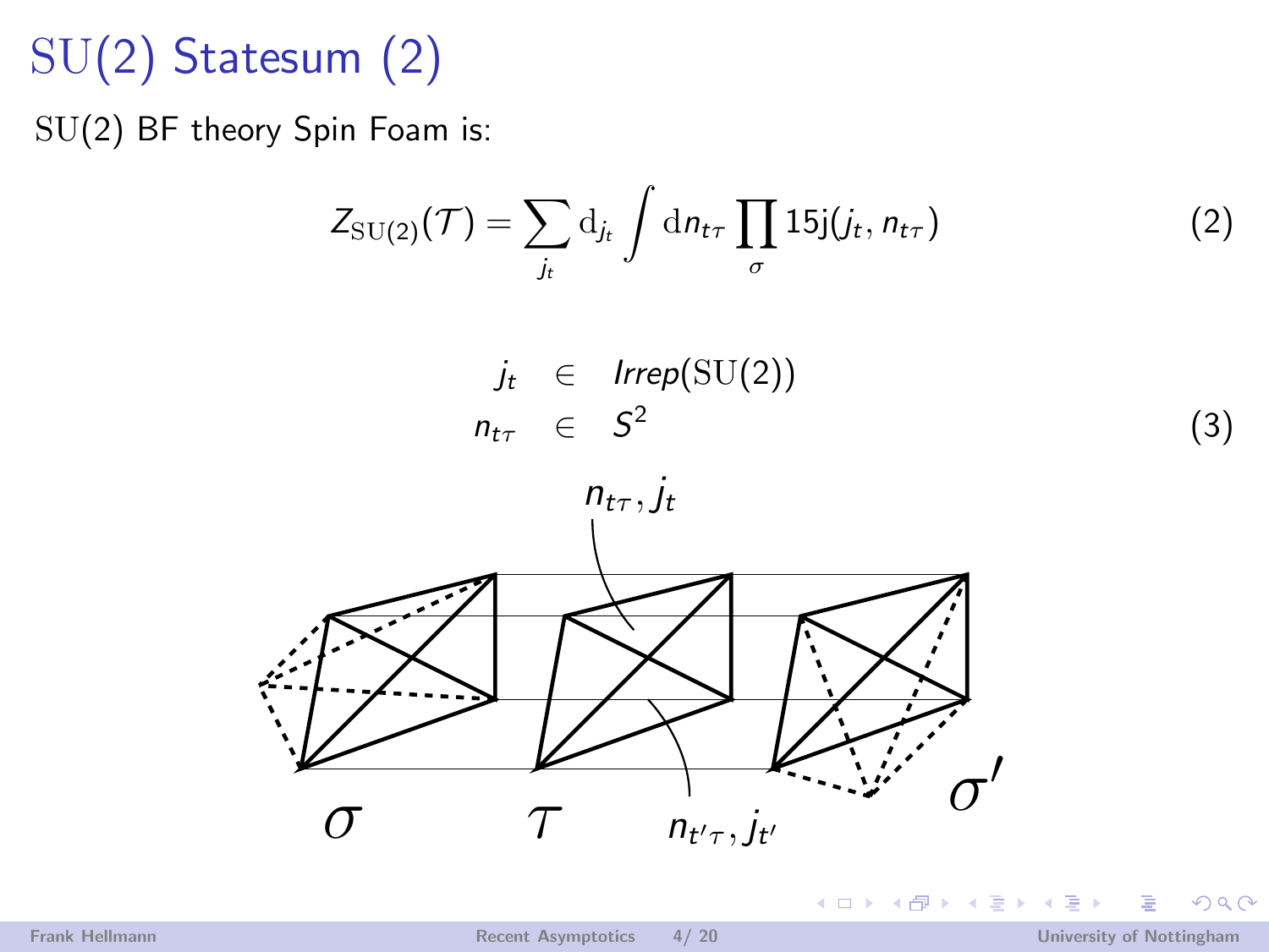# SU(2) Statesum (2)

SU(2) BF theory Spin Foam is:

$$Z_{\mathrm{SU(2)}}(\mathcal{T}) = \sum_{j_t} \mathrm{d}_{j_t} \int \mathrm{d}n_{t\tau} \prod_{\sigma} 15\mathrm{j}(j_t, n_{t\tau}) \tag{2}$$

$$\begin{aligned} j_t &\in \mathit{Irrep}(\mathrm{SU(2)}) \\ n_{t\tau} &\in S^2 \end{aligned} \tag{3}$$

$n_{t\tau}, j_t$

$n_{t'\tau}, j_{t'}$

$\sigma$ $\tau$ $\sigma'$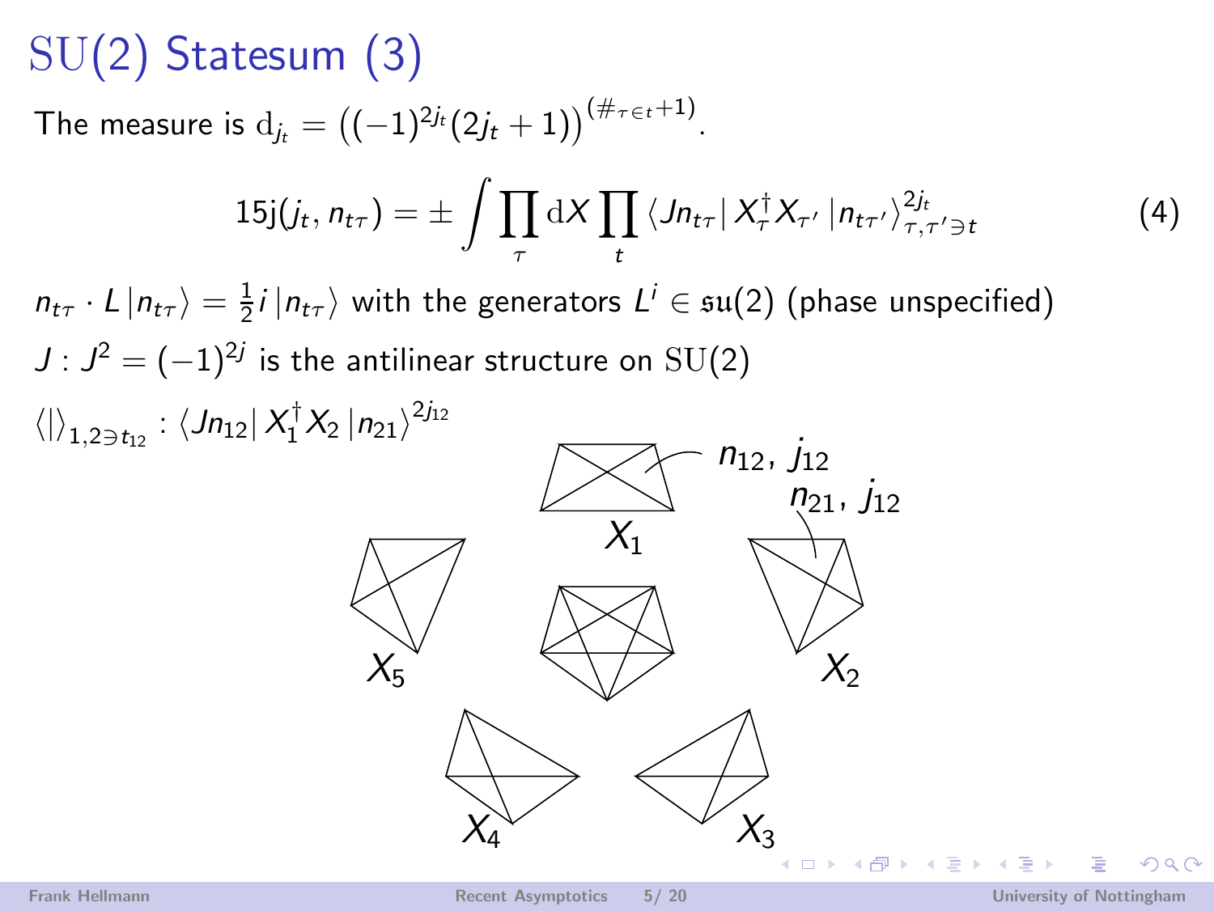# SU(2) Statesum (3)

The measure is $\mathrm{d}_{j_t} = \left((-1)^{2j_t}(2j_t+1)\right)^{(\#_{\tau \in t}+1)}$.

$$
15\mathrm{j}(j_t, n_{t\tau}) = \pm \int \prod_{\tau} \mathrm{d}X \prod_{t} \langle J n_{t\tau} | \, X_\tau^\dagger X_{\tau'} \, | n_{t\tau'} \rangle^{2j_t}_{\tau,\tau' \ni t} \tag{4}
$$

$n_{t\tau} \cdot L \, |n_{t\tau}\rangle = \frac{1}{2} i \, |n_{t\tau}\rangle$ with the generators $L^i \in \mathfrak{su}(2)$ (phase unspecified)

$J : J^2 = (-1)^{2j}$ is the antilinear structure on $\mathrm{SU}(2)$

$\langle | \rangle_{1,2 \ni t_{12}} : \langle J n_{12} | \, X_1^\dagger X_2 \, | n_{21} \rangle^{2j_{12}}$

$n_{12}$, $j_{12}$

$n_{21}$, $j_{12}$

$X_1$ $X_2$ $X_3$ $X_4$ $X_5$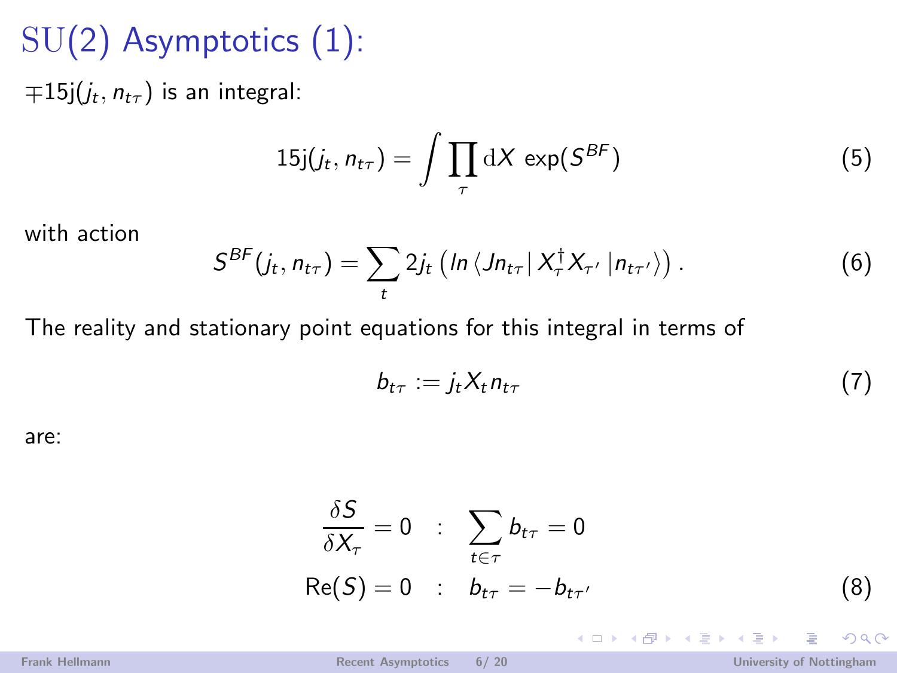# SU(2) Asymptotics (1):

$\mp 15\mathrm{j}(j_t, n_{t\tau})$ is an integral:

$$15\mathrm{j}(j_t, n_{t\tau}) = \int \prod_{\tau} \mathrm{d}X \; \exp(S^{BF}) \tag{5}$$

with action

$$S^{BF}(j_t, n_{t\tau}) = \sum_t 2j_t \left( ln \left\langle J n_{t\tau} \right| X_\tau^\dagger X_{\tau'} \left| n_{t\tau'} \right\rangle \right). \tag{6}$$

The reality and stationary point equations for this integral in terms of

$$b_{t\tau} := j_t X_t n_{t\tau} \tag{7}$$

are:

$$\begin{aligned} \frac{\delta S}{\delta X_\tau} = 0 \quad &: \quad \sum_{t \in \tau} b_{t\tau} = 0 \\ \mathrm{Re}(S) = 0 \quad &: \quad b_{t\tau} = -b_{t\tau'} \end{aligned} \tag{8}$$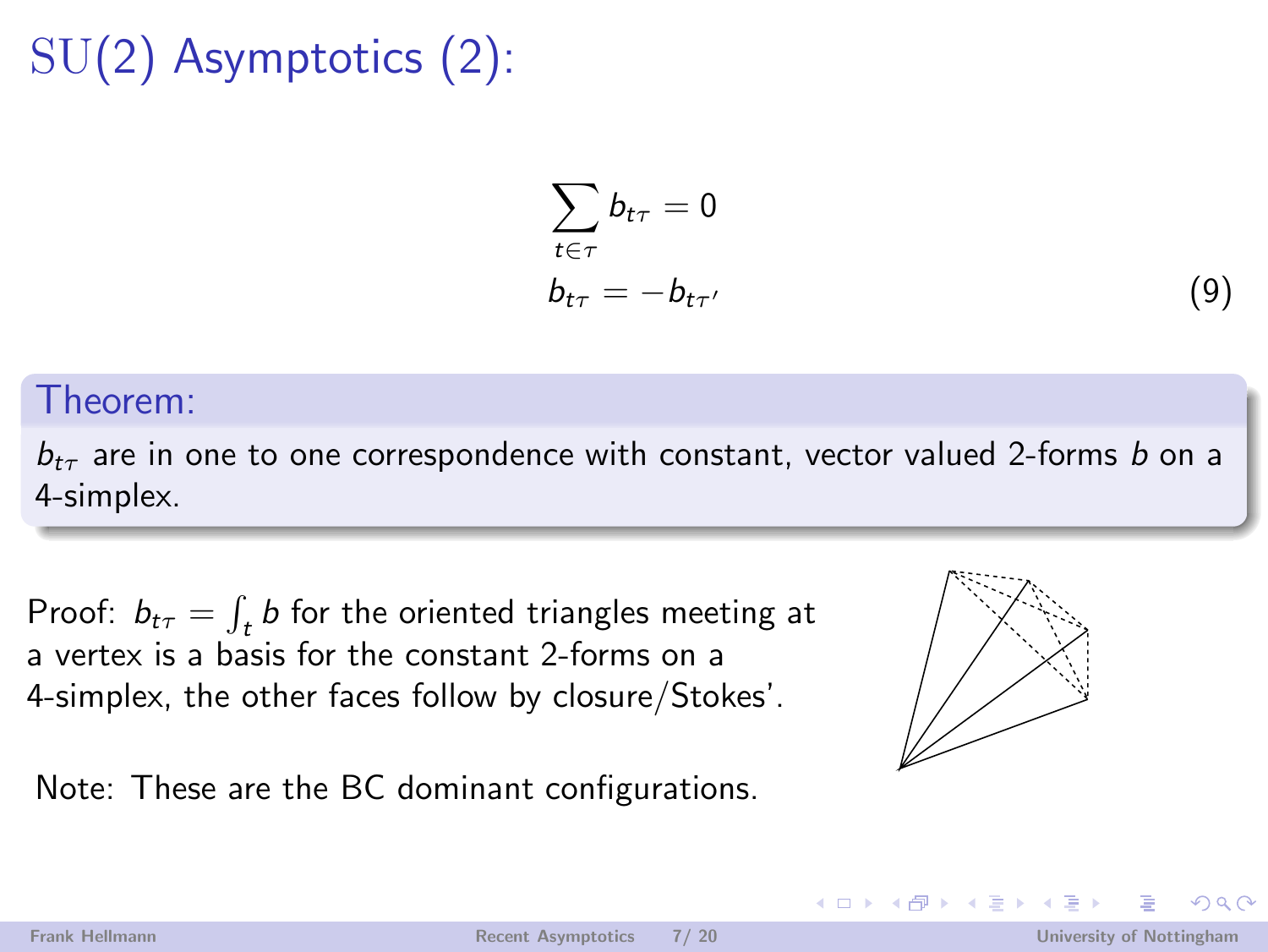# SU(2) Asymptotics (2):

$$\sum_{t \in \tau} b_{t\tau} = 0$$

$$b_{t\tau} = -b_{t\tau'} \tag{9}$$

**Theorem:**

$b_{t\tau}$ are in one to one correspondence with constant, vector valued 2-forms $b$ on a 4-simplex.

Proof: $b_{t\tau} = \int_t b$ for the oriented triangles meeting at a vertex is a basis for the constant 2-forms on a 4-simplex, the other faces follow by closure/Stokes'.

Note: These are the BC dominant configurations.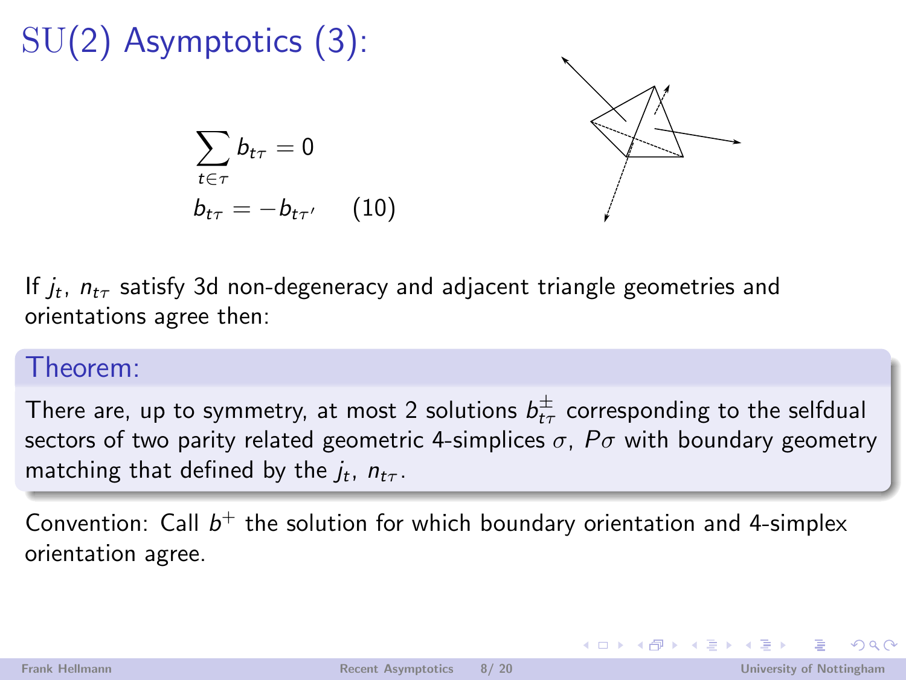# SU(2) Asymptotics (3):

$$\sum_{t \in \tau} b_{t\tau} = 0$$

$$b_{t\tau} = -b_{t\tau'} \qquad (10)$$

If $j_t$, $n_{t\tau}$ satisfy 3d non-degeneracy and adjacent triangle geometries and orientations agree then:

**Theorem:**

There are, up to symmetry, at most 2 solutions $b^{\pm}_{t\tau}$ corresponding to the selfdual sectors of two parity related geometric 4-simplices $\sigma$, $P\sigma$ with boundary geometry matching that defined by the $j_t$, $n_{t\tau}$.

Convention: Call $b^+$ the solution for which boundary orientation and 4-simplex orientation agree.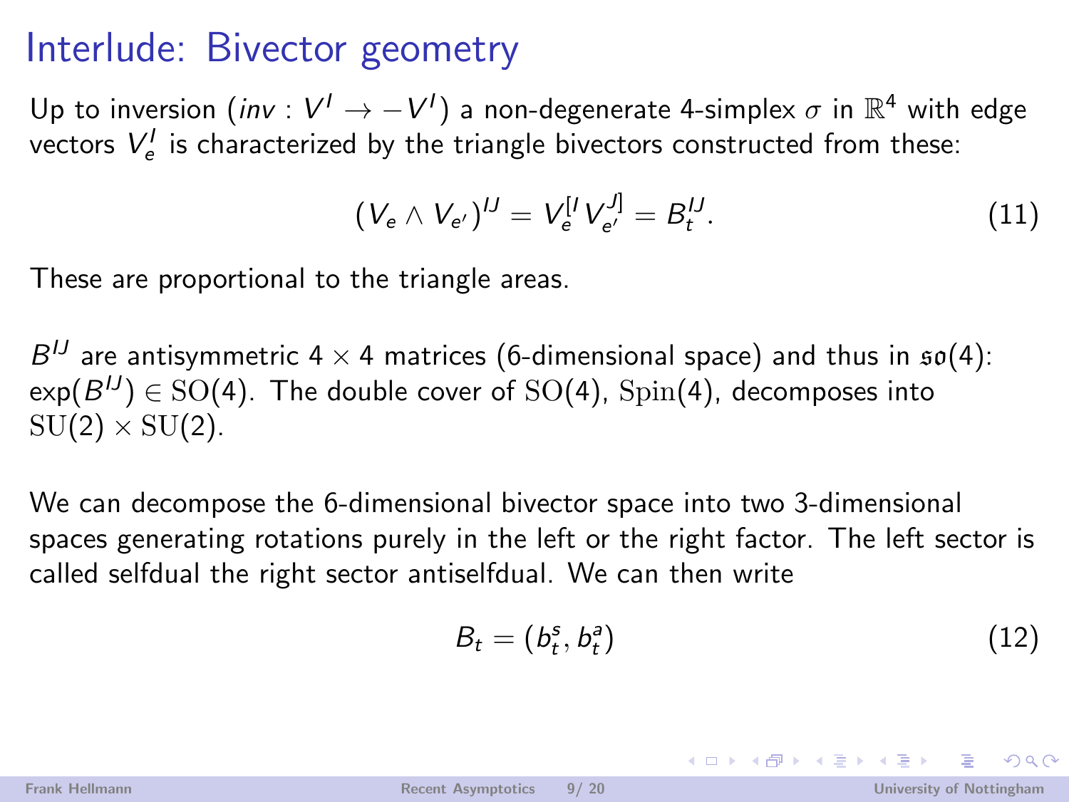# Interlude: Bivector geometry

Up to inversion ($inv : V^I \to -V^I$) a non-degenerate 4-simplex $\sigma$ in $\mathbb{R}^4$ with edge vectors $V^I_e$ is characterized by the triangle bivectors constructed from these:

$$(V_e \wedge V_{e'})^{IJ} = V_e^{[I} V_{e'}^{J]} = B_t^{IJ}. \tag{11}$$

These are proportional to the triangle areas.

$B^{IJ}$ are antisymmetric $4 \times 4$ matrices (6-dimensional space) and thus in $\mathfrak{so}(4)$: $\exp(B^{IJ}) \in \mathrm{SO}(4)$. The double cover of $\mathrm{SO}(4)$, $\mathrm{Spin}(4)$, decomposes into $\mathrm{SU}(2) \times \mathrm{SU}(2)$.

We can decompose the 6-dimensional bivector space into two 3-dimensional spaces generating rotations purely in the left or the right factor. The left sector is called selfdual the right sector antiselfdual. We can then write

$$B_t = (b^s_t, b^a_t) \tag{12}$$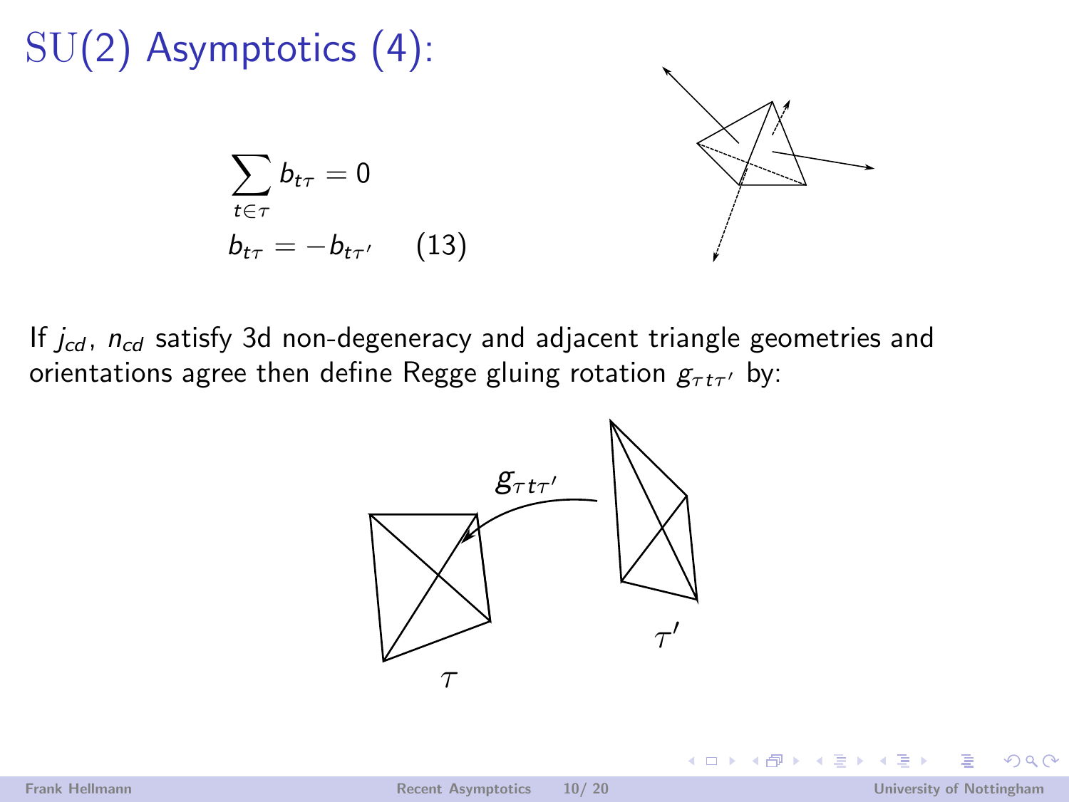# SU(2) Asymptotics (4):

$$\sum_{t \in \tau} b_{t\tau} = 0$$

$$b_{t\tau} = -b_{t\tau'} \quad (13)$$

If $j_{cd}$, $n_{cd}$ satisfy 3d non-degeneracy and adjacent triangle geometries and orientations agree then define Regge gluing rotation $g_{\tau t \tau'}$ by:

$g_{\tau t \tau'}$

$\tau$

$\tau'$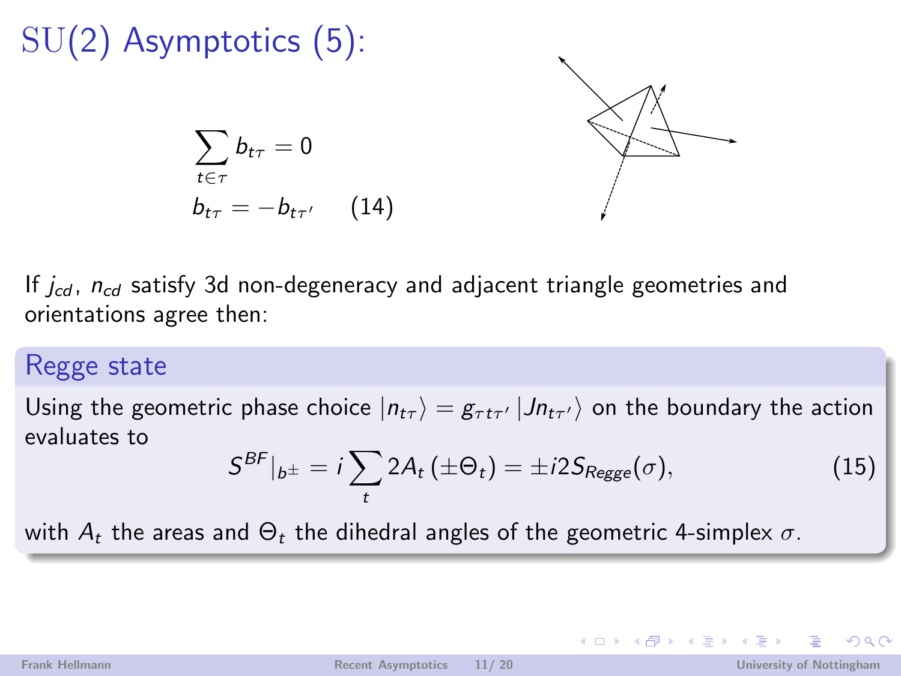# SU(2) Asymptotics (5):

$$\sum_{t \in \tau} b_{t\tau} = 0$$

$$b_{t\tau} = -b_{t\tau'} \qquad (14)$$

If $j_{cd}$, $n_{cd}$ satisfy 3d non-degeneracy and adjacent triangle geometries and orientations agree then:

## Regge state

Using the geometric phase choice $|n_{t\tau}\rangle = g_{\tau t \tau'} |J n_{t\tau'}\rangle$ on the boundary the action evaluates to

$$S^{BF}|_{b^{\pm}} = i \sum_{t} 2A_t \left(\pm\Theta_t\right) = \pm i 2 S_{Regge}(\sigma), \qquad (15)$$

with $A_t$ the areas and $\Theta_t$ the dihedral angles of the geometric 4-simplex $\sigma$.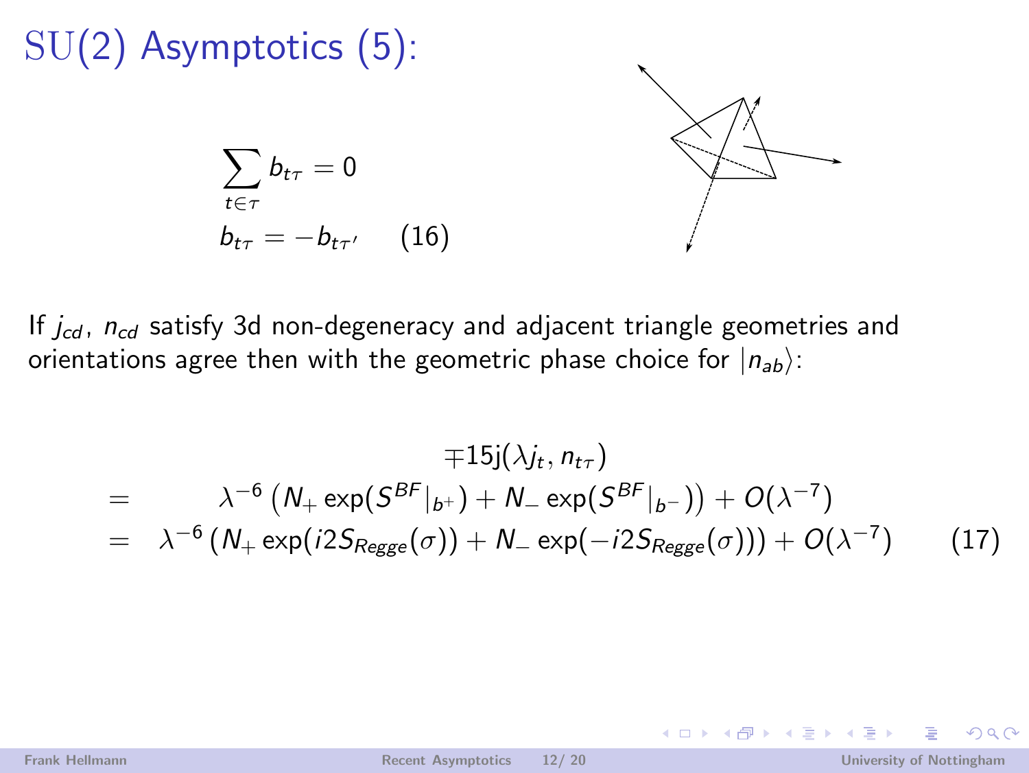# SU(2) Asymptotics (5):

$$\sum_{t \in \tau} b_{t\tau} = 0$$

$$b_{t\tau} = -b_{t\tau'} \qquad (16)$$

If $j_{cd}$, $n_{cd}$ satisfy 3d non-degeneracy and adjacent triangle geometries and orientations agree then with the geometric phase choice for $|n_{ab}\rangle$:

$$
\begin{aligned}
& \mp 15\mathrm{j}(\lambda j_t, n_{t\tau}) \\
= \quad & \lambda^{-6}\left(N_+ \exp(S^{BF}|_{b^+}) + N_- \exp(S^{BF}|_{b^-})\right) + O(\lambda^{-7}) \\
= \quad & \lambda^{-6}\left(N_+ \exp(i2S_{Regge}(\sigma)) + N_- \exp(-i2S_{Regge}(\sigma))\right) + O(\lambda^{-7}) \qquad (17)
\end{aligned}
$$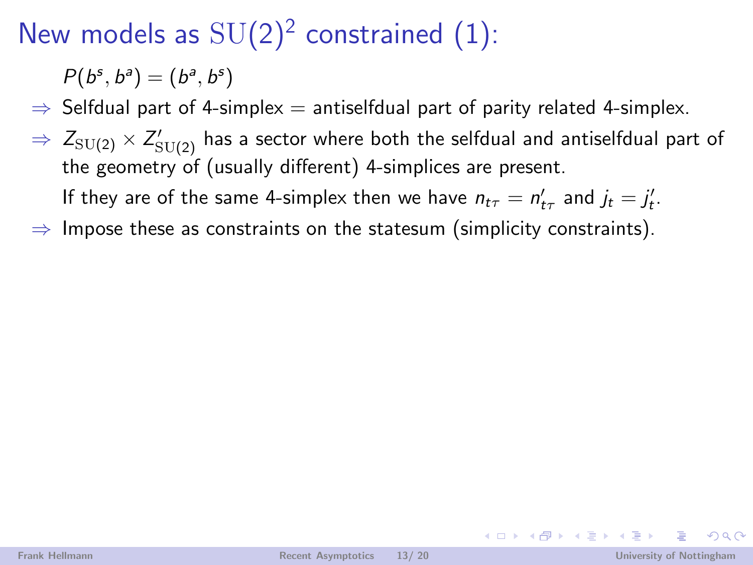# New models as $\mathrm{SU}(2)^2$ constrained (1):

$P(b^s, b^a) = (b^a, b^s)$

- $\Rightarrow$ Selfdual part of 4-simplex = antiselfdual part of parity related 4-simplex.
- $\Rightarrow$ $Z_{\mathrm{SU}(2)} \times Z'_{\mathrm{SU}(2)}$ has a sector where both the selfdual and antiselfdual part of the geometry of (usually different) 4-simplices are present.

  If they are of the same 4-simplex then we have $n_{t\tau} = n'_{t\tau}$ and $j_t = j'_t$.
- $\Rightarrow$ Impose these as constraints on the statesum (simplicity constraints).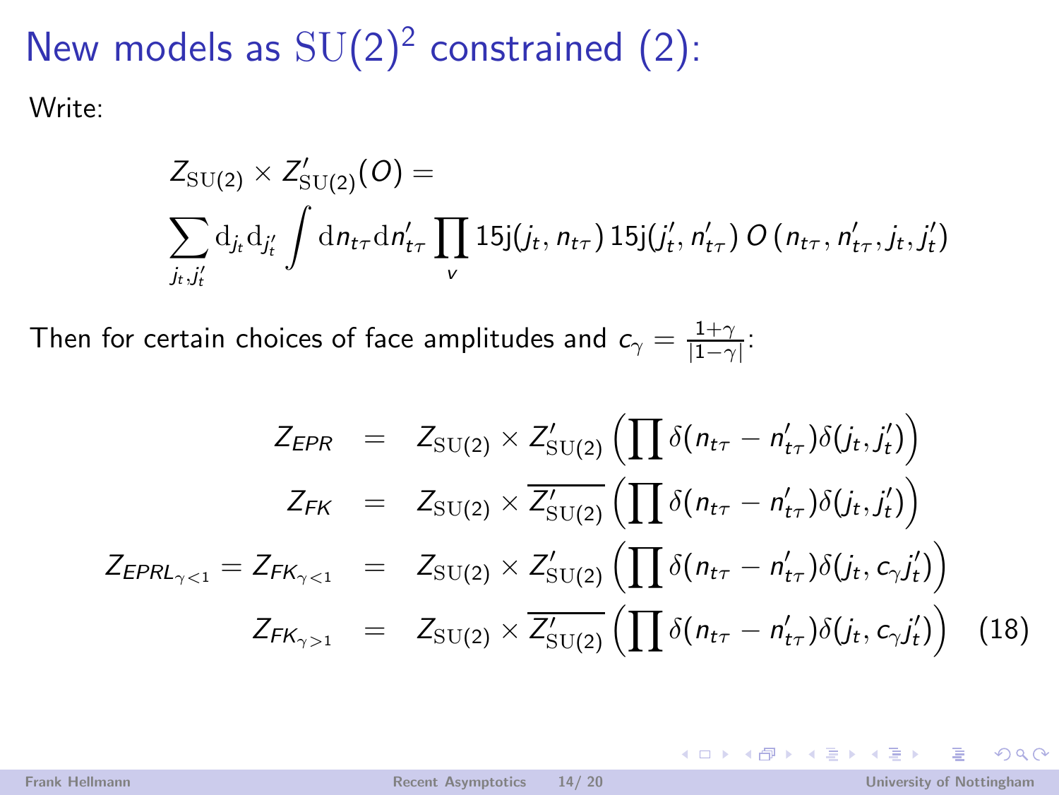# New models as $\mathrm{SU}(2)^2$ constrained (2):

Write:

$$
Z_{\mathrm{SU}(2)} \times Z'_{\mathrm{SU}(2)}(O) = \sum_{j_t, j'_t} \mathrm{d}_{j_t} \mathrm{d}_{j'_t} \int \mathrm{d}n_{t\tau} \mathrm{d}n'_{t\tau} \prod_v 15\mathrm{j}(j_t, n_{t\tau})\, 15\mathrm{j}(j'_t, n'_{t\tau})\, O\left(n_{t\tau}, n'_{t\tau}, j_t, j'_t\right)
$$

Then for certain choices of face amplitudes and $c_\gamma = \frac{1+\gamma}{|1-\gamma|}$:

$$
\begin{aligned}
Z_{EPR} &= Z_{\mathrm{SU}(2)} \times Z'_{\mathrm{SU}(2)} \left( \prod \delta(n_{t\tau} - n'_{t\tau}) \delta(j_t, j'_t) \right) \\
Z_{FK} &= Z_{\mathrm{SU}(2)} \times \overline{Z'_{\mathrm{SU}(2)}} \left( \prod \delta(n_{t\tau} - n'_{t\tau}) \delta(j_t, j'_t) \right) \\
Z_{EPRL_{\gamma<1}} = Z_{FK_{\gamma<1}} &= Z_{\mathrm{SU}(2)} \times Z'_{\mathrm{SU}(2)} \left( \prod \delta(n_{t\tau} - n'_{t\tau}) \delta(j_t, c_\gamma j'_t) \right) \\
Z_{FK_{\gamma>1}} &= Z_{\mathrm{SU}(2)} \times \overline{Z'_{\mathrm{SU}(2)}} \left( \prod \delta(n_{t\tau} - n'_{t\tau}) \delta(j_t, c_\gamma j'_t) \right) \qquad (18)
\end{aligned}
$$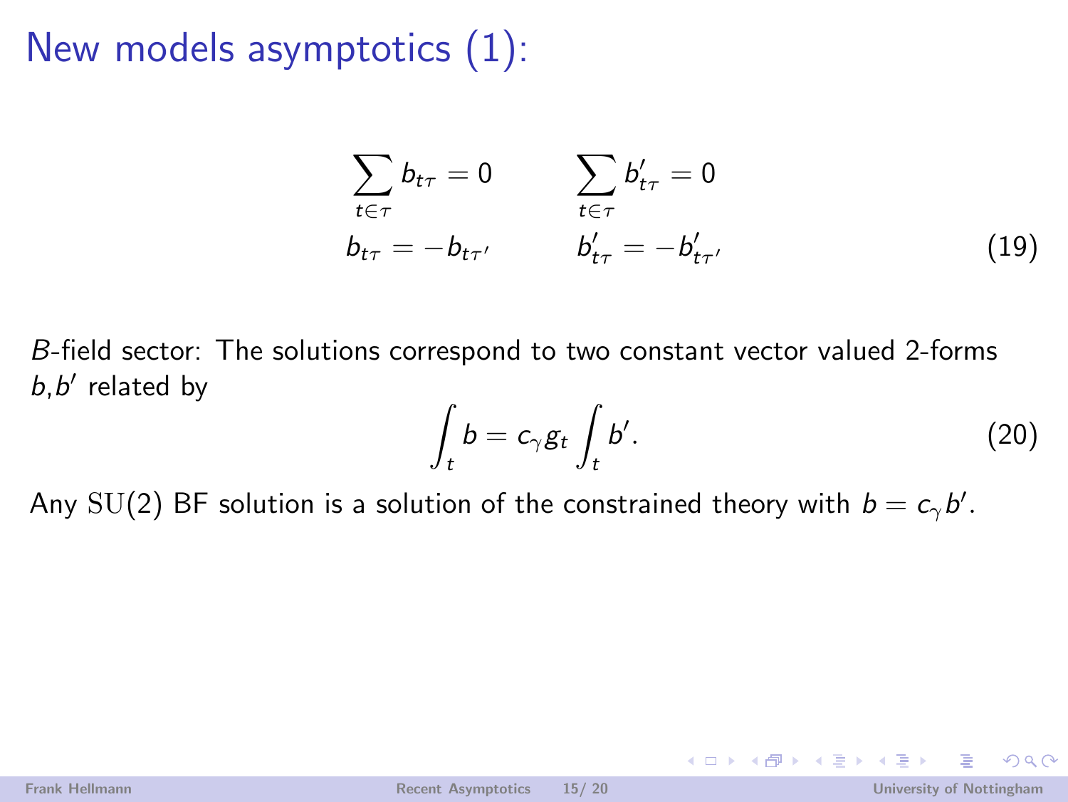# New models asymptotics (1):

$$
\begin{aligned}
\sum_{t\in\tau} b_{t\tau} &= 0 \qquad & \sum_{t\in\tau} b'_{t\tau} &= 0 \\
b_{t\tau} &= -b_{t\tau'} \qquad & b'_{t\tau} &= -b'_{t\tau'}
\end{aligned}
\tag{19}
$$

$B$-field sector: The solutions correspond to two constant vector valued 2-forms $b$,$b'$ related by

$$
\int_t b = c_\gamma g_t \int_t b'. \tag{20}
$$

Any $\mathrm{SU}(2)$ BF solution is a solution of the constrained theory with $b = c_\gamma b'$.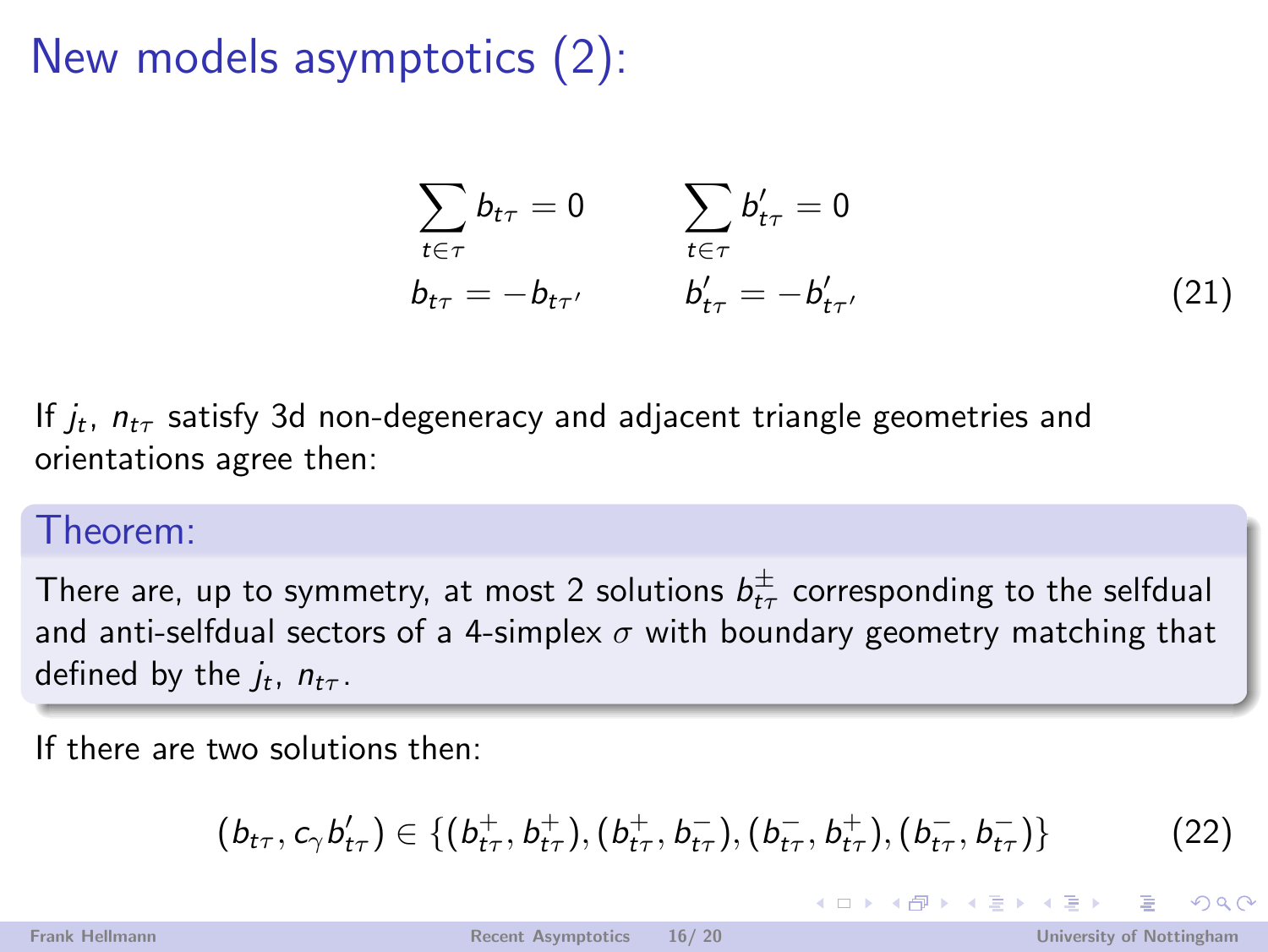# New models asymptotics (2):

$$
\begin{aligned}
\sum_{t \in \tau} b_{t\tau} &= 0 \qquad & \sum_{t \in \tau} b'_{t\tau} &= 0 \\
b_{t\tau} &= -b_{t\tau'} \qquad & b'_{t\tau} &= -b'_{t\tau'}
\end{aligned}
\tag{21}
$$

If $j_t$, $n_{t\tau}$ satisfy 3d non-degeneracy and adjacent triangle geometries and orientations agree then:

**Theorem:**

There are, up to symmetry, at most 2 solutions $b^{\pm}_{t\tau}$ corresponding to the selfdual and anti-selfdual sectors of a 4-simplex $\sigma$ with boundary geometry matching that defined by the $j_t$, $n_{t\tau}$.

If there are two solutions then:

$$
(b_{t\tau}, c_\gamma b'_{t\tau}) \in \{(b^+_{t\tau}, b^+_{t\tau}), (b^+_{t\tau}, b^-_{t\tau}), (b^-_{t\tau}, b^+_{t\tau}), (b^-_{t\tau}, b^-_{t\tau})\}
\tag{22}
$$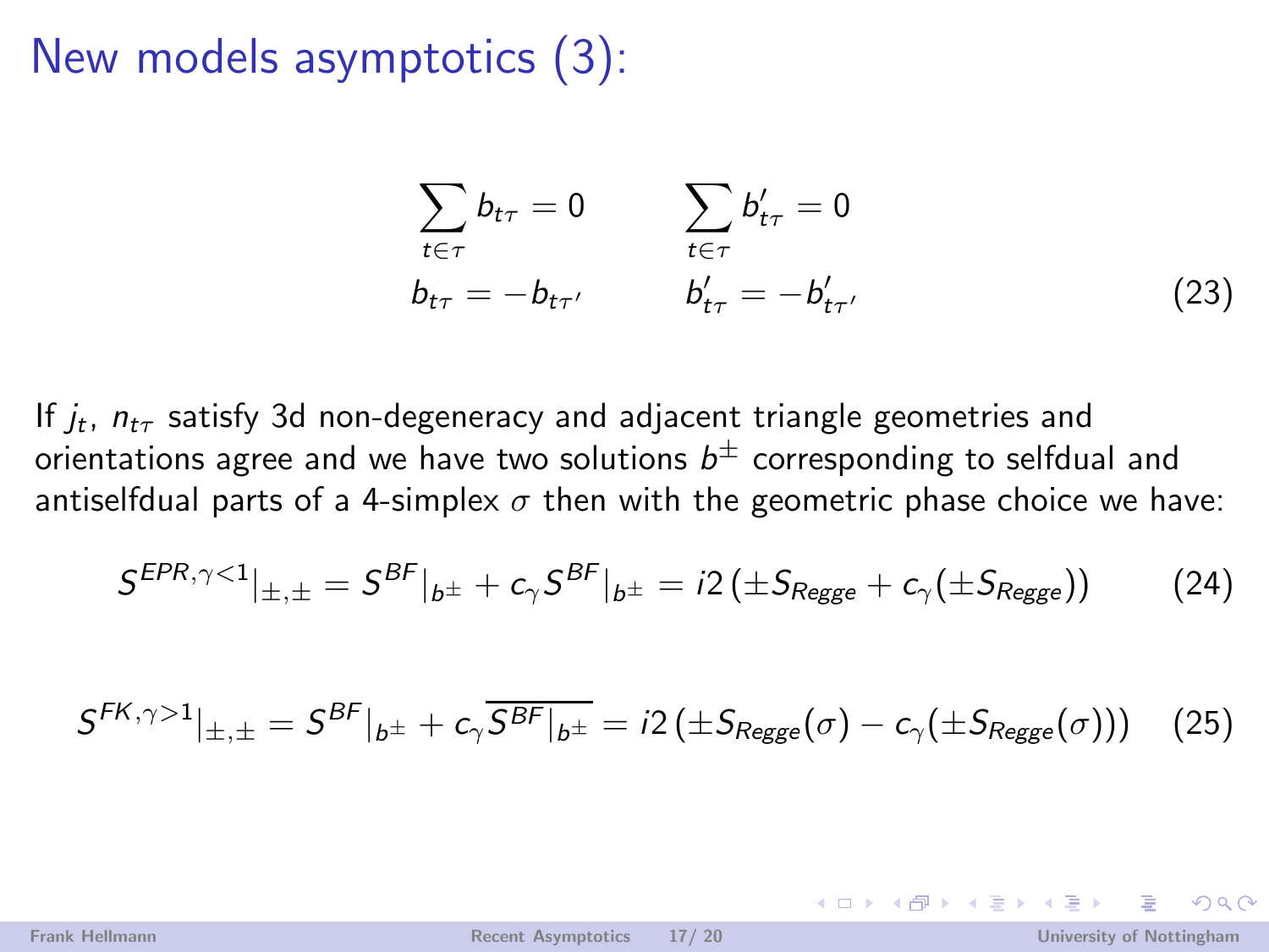# New models asymptotics (3):

$$
\begin{aligned}
\sum_{t\in\tau} b_{t\tau} &= 0 \qquad & \sum_{t\in\tau} b'_{t\tau} &= 0 \\
b_{t\tau} &= -b_{t\tau'} \qquad & b'_{t\tau} &= -b'_{t\tau'}
\end{aligned}
\tag{23}
$$

If $j_t$, $n_{t\tau}$ satisfy 3d non-degeneracy and adjacent triangle geometries and orientations agree and we have two solutions $b^{\pm}$ corresponding to selfdual and antiselfdual parts of a 4-simplex $\sigma$ then with the geometric phase choice we have:

$$
S^{EPR,\gamma<1}|_{\pm,\pm} = S^{BF}|_{b^{\pm}} + c_\gamma S^{BF}|_{b^{\pm}} = i2\left(\pm S_{Regge} + c_\gamma(\pm S_{Regge})\right) \tag{24}
$$

$$
S^{FK,\gamma>1}|_{\pm,\pm} = S^{BF}|_{b^{\pm}} + c_\gamma \overline{S^{BF}|_{b^{\pm}}} = i2\left(\pm S_{Regge}(\sigma) - c_\gamma(\pm S_{Regge}(\sigma))\right) \tag{25}
$$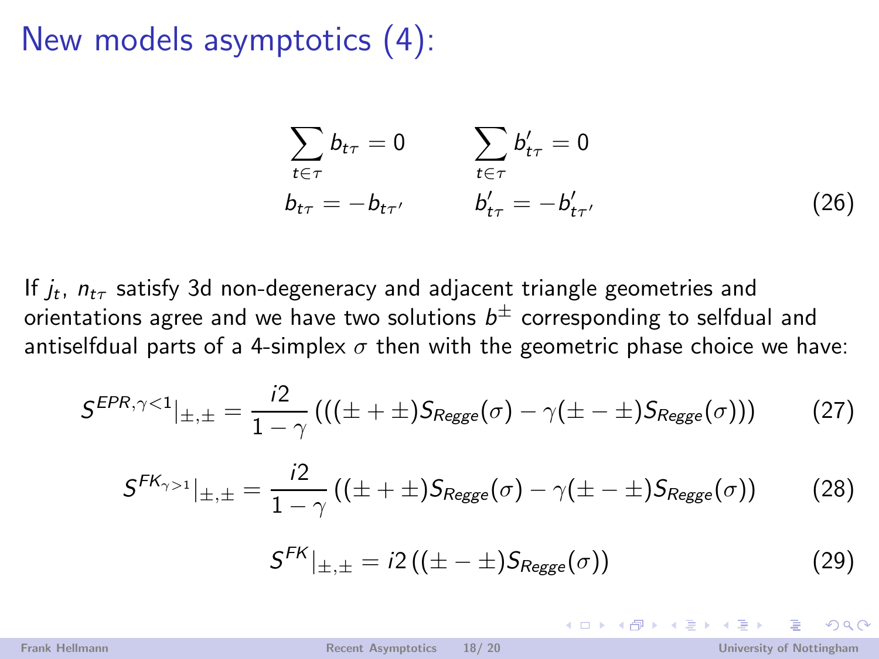# New models asymptotics (4):

$$
\begin{aligned}
\sum_{t\in\tau} b_{t\tau} &= 0 \qquad & \sum_{t\in\tau} b'_{t\tau} &= 0 \\
b_{t\tau} &= -b_{t\tau'} \qquad & b'_{t\tau} &= -b'_{t\tau'}
\end{aligned}
\tag{26}
$$

If $j_t$, $n_{t\tau}$ satisfy 3d non-degeneracy and adjacent triangle geometries and orientations agree and we have two solutions $b^{\pm}$ corresponding to selfdual and antiselfdual parts of a 4-simplex $\sigma$ then with the geometric phase choice we have:

$$
S^{EPR,\gamma<1}|_{\pm,\pm} = \frac{i2}{1-\gamma}\left(((\pm + \pm)S_{Regge}(\sigma) - \gamma(\pm - \pm)S_{Regge}(\sigma))\right) \tag{27}
$$

$$
S^{FK_{\gamma>1}}|_{\pm,\pm} = \frac{i2}{1-\gamma}\left((\pm + \pm)S_{Regge}(\sigma) - \gamma(\pm - \pm)S_{Regge}(\sigma)\right) \tag{28}
$$

$$
S^{FK}|_{\pm,\pm} = i2\left((\pm - \pm)S_{Regge}(\sigma)\right) \tag{29}
$$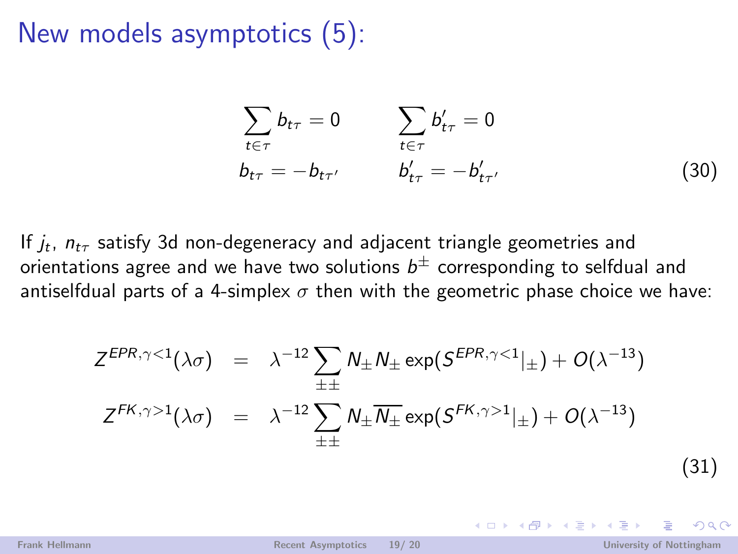# New models asymptotics (5):

$$
\begin{aligned}
\sum_{t\in\tau} b_{t\tau} = 0 \qquad & \sum_{t\in\tau} b'_{t\tau} = 0 \\
b_{t\tau} = -b_{t\tau'} \qquad & b'_{t\tau} = -b'_{t\tau'}
\end{aligned}
\tag{30}
$$

If $j_t$, $n_{t\tau}$ satisfy 3d non-degeneracy and adjacent triangle geometries and orientations agree and we have two solutions $b^{\pm}$ corresponding to selfdual and antiselfdual parts of a 4-simplex $\sigma$ then with the geometric phase choice we have:

$$
\begin{aligned}
Z^{EPR,\gamma<1}(\lambda\sigma) &= \lambda^{-12} \sum_{\pm\pm} N_{\pm} N_{\pm} \exp(S^{EPR,\gamma<1}|_{\pm}) + O(\lambda^{-13}) \\
Z^{FK,\gamma>1}(\lambda\sigma) &= \lambda^{-12} \sum_{\pm\pm} N_{\pm} \overline{N_{\pm}} \exp(S^{FK,\gamma>1}|_{\pm}) + O(\lambda^{-13})
\end{aligned}
\tag{31}
$$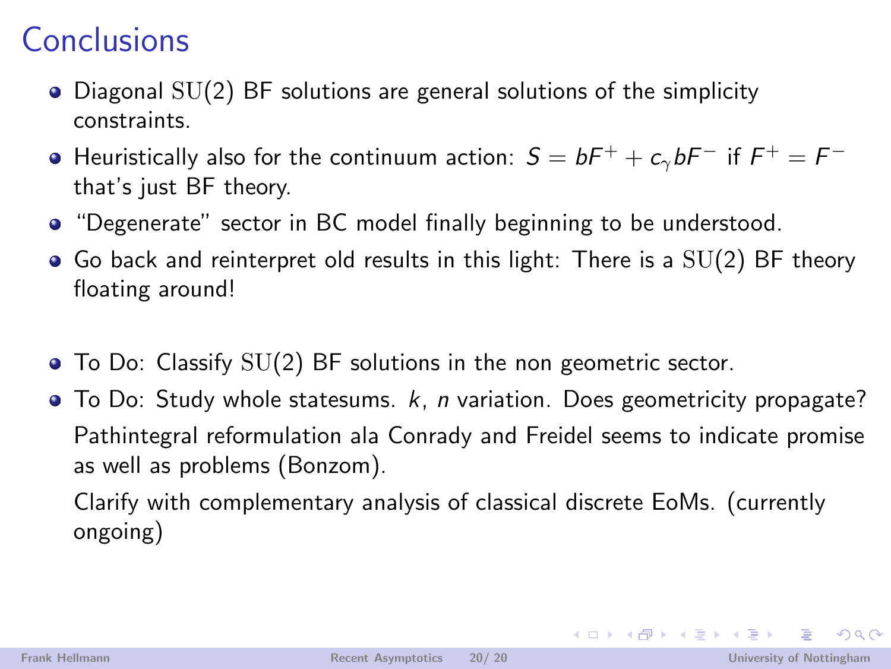# Conclusions

- Diagonal $\mathrm{SU}(2)$ BF solutions are general solutions of the simplicity constraints.
- Heuristically also for the continuum action: $S = bF^{+} + c_{\gamma} bF^{-}$ if $F^{+} = F^{-}$ that's just BF theory.
- "Degenerate" sector in BC model finally beginning to be understood.
- Go back and reinterpret old results in this light: There is a $\mathrm{SU}(2)$ BF theory floating around!

- To Do: Classify $\mathrm{SU}(2)$ BF solutions in the non geometric sector.
- To Do: Study whole statesums. $k$, $n$ variation. Does geometricity propagate?

  Pathintegral reformulation ala Conrady and Freidel seems to indicate promise as well as problems (Bonzom).

  Clarify with complementary analysis of classical discrete EoMs. (currently ongoing)